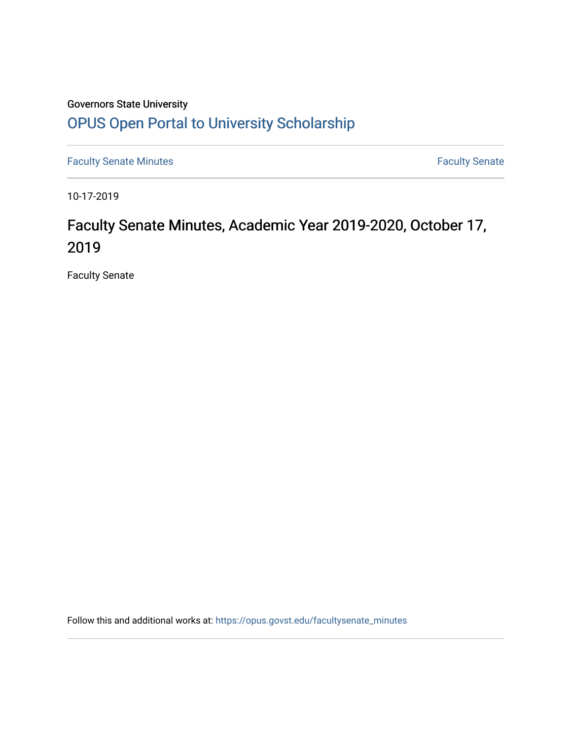Governors State University

# OPUS Open Portal to University Scholarship

Faculty Senate Minutes

Faculty Senate

10-17-2019

## Faculty Senate Minutes, Academic Year 2019-2020, October 17, 2019

Faculty Senate

Follow this and additional works at: https://opus.govst.edu/facultysenate_minutes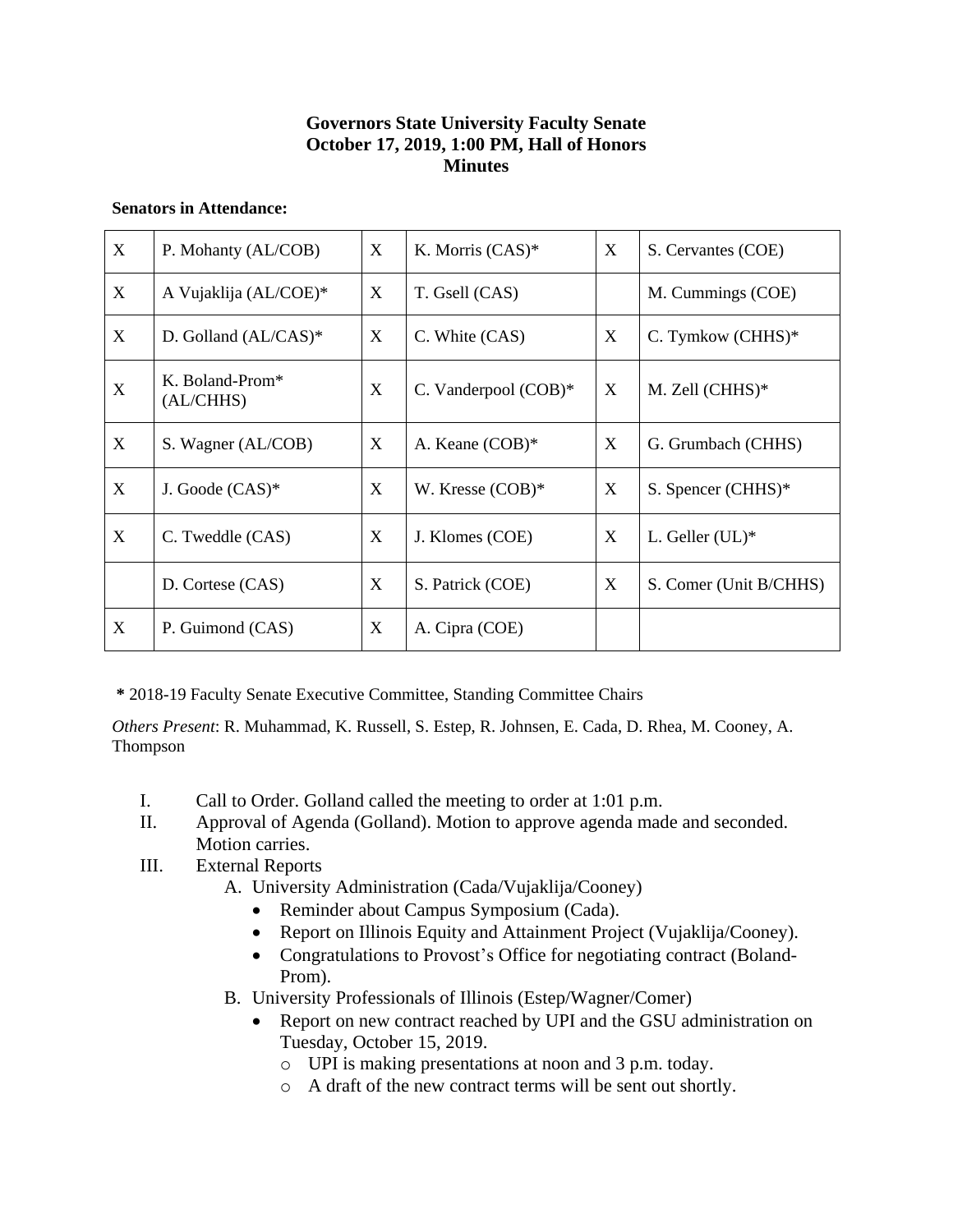**Governors State University Faculty Senate**
**October 17, 2019, 1:00 PM, Hall of Honors**
**Minutes**

**Senators in Attendance:**

| | | | | | |
|---|---|---|---|---|---|
| X | P. Mohanty (AL/COB) | X | K. Morris (CAS)* | X | S. Cervantes (COE) |
| X | A Vujaklija (AL/COE)* | X | T. Gsell (CAS) | | M. Cummings (COE) |
| X | D. Golland (AL/CAS)* | X | C. White (CAS) | X | C. Tymkow (CHHS)* |
| X | K. Boland-Prom* (AL/CHHS) | X | C. Vanderpool (COB)* | X | M. Zell (CHHS)* |
| X | S. Wagner (AL/COB) | X | A. Keane (COB)* | X | G. Grumbach (CHHS) |
| X | J. Goode (CAS)* | X | W. Kresse (COB)* | X | S. Spencer (CHHS)* |
| X | C. Tweddle (CAS) | X | J. Klomes (COE) | X | L. Geller (UL)* |
| | D. Cortese (CAS) | X | S. Patrick (COE) | X | S. Comer (Unit B/CHHS) |
| X | P. Guimond (CAS) | X | A. Cipra (COE) | | |

**\*** 2018-19 Faculty Senate Executive Committee, Standing Committee Chairs

*Others Present*: R. Muhammad, K. Russell, S. Estep, R. Johnsen, E. Cada, D. Rhea, M. Cooney, A. Thompson

I. Call to Order. Golland called the meeting to order at 1:01 p.m.
II. Approval of Agenda (Golland). Motion to approve agenda made and seconded. Motion carries.
III. External Reports
   A. University Administration (Cada/Vujaklija/Cooney)
      - Reminder about Campus Symposium (Cada).
      - Report on Illinois Equity and Attainment Project (Vujaklija/Cooney).
      - Congratulations to Provost's Office for negotiating contract (Boland-Prom).
   B. University Professionals of Illinois (Estep/Wagner/Comer)
      - Report on new contract reached by UPI and the GSU administration on Tuesday, October 15, 2019.
         - UPI is making presentations at noon and 3 p.m. today.
         - A draft of the new contract terms will be sent out shortly.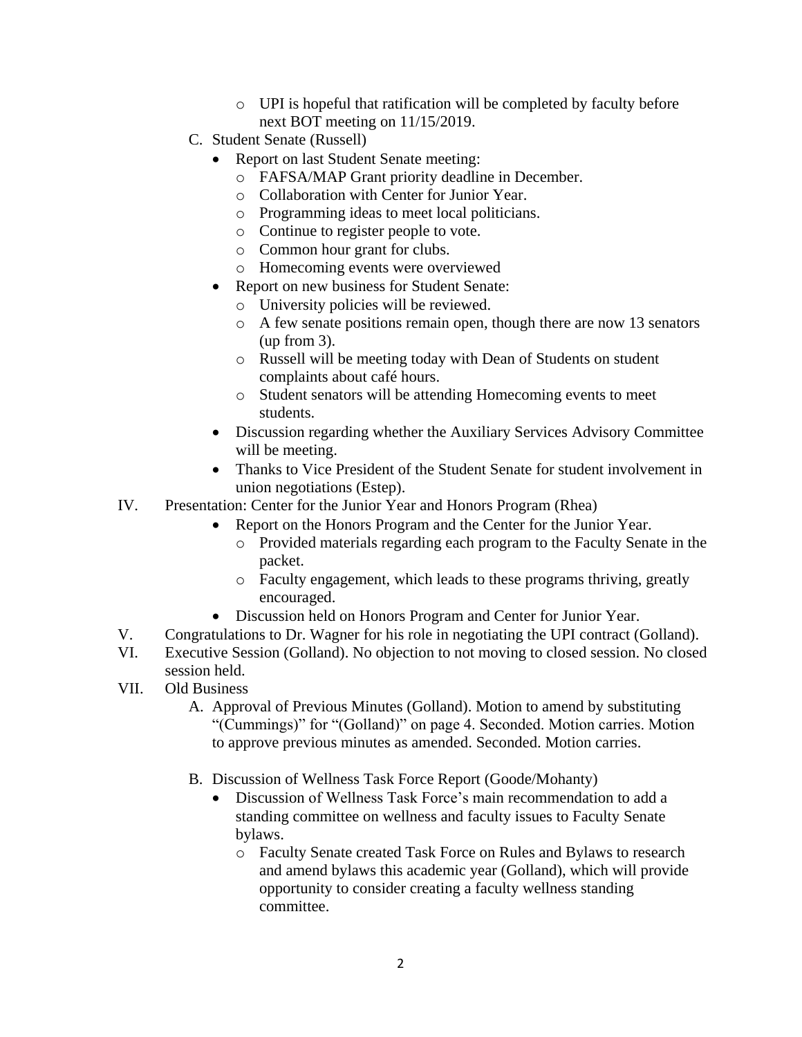- UPI is hopeful that ratification will be completed by faculty before next BOT meeting on 11/15/2019.

    C. Student Senate (Russell)
        - Report on last Student Senate meeting:
            - FAFSA/MAP Grant priority deadline in December.
            - Collaboration with Center for Junior Year.
            - Programming ideas to meet local politicians.
            - Continue to register people to vote.
            - Common hour grant for clubs.
            - Homecoming events were overviewed
        - Report on new business for Student Senate:
            - University policies will be reviewed.
            - A few senate positions remain open, though there are now 13 senators (up from 3).
            - Russell will be meeting today with Dean of Students on student complaints about café hours.
            - Student senators will be attending Homecoming events to meet students.
        - Discussion regarding whether the Auxiliary Services Advisory Committee will be meeting.
        - Thanks to Vice President of the Student Senate for student involvement in union negotiations (Estep).

IV. Presentation: Center for the Junior Year and Honors Program (Rhea)
    - Report on the Honors Program and the Center for the Junior Year.
        - Provided materials regarding each program to the Faculty Senate in the packet.
        - Faculty engagement, which leads to these programs thriving, greatly encouraged.
    - Discussion held on Honors Program and Center for Junior Year.

V. Congratulations to Dr. Wagner for his role in negotiating the UPI contract (Golland).

VI. Executive Session (Golland). No objection to not moving to closed session. No closed session held.

VII. Old Business
    A. Approval of Previous Minutes (Golland). Motion to amend by substituting "(Cummings)" for "(Golland)" on page 4. Seconded. Motion carries. Motion to approve previous minutes as amended. Seconded. Motion carries.

    B. Discussion of Wellness Task Force Report (Goode/Mohanty)
        - Discussion of Wellness Task Force's main recommendation to add a standing committee on wellness and faculty issues to Faculty Senate bylaws.
            - Faculty Senate created Task Force on Rules and Bylaws to research and amend bylaws this academic year (Golland), which will provide opportunity to consider creating a faculty wellness standing committee.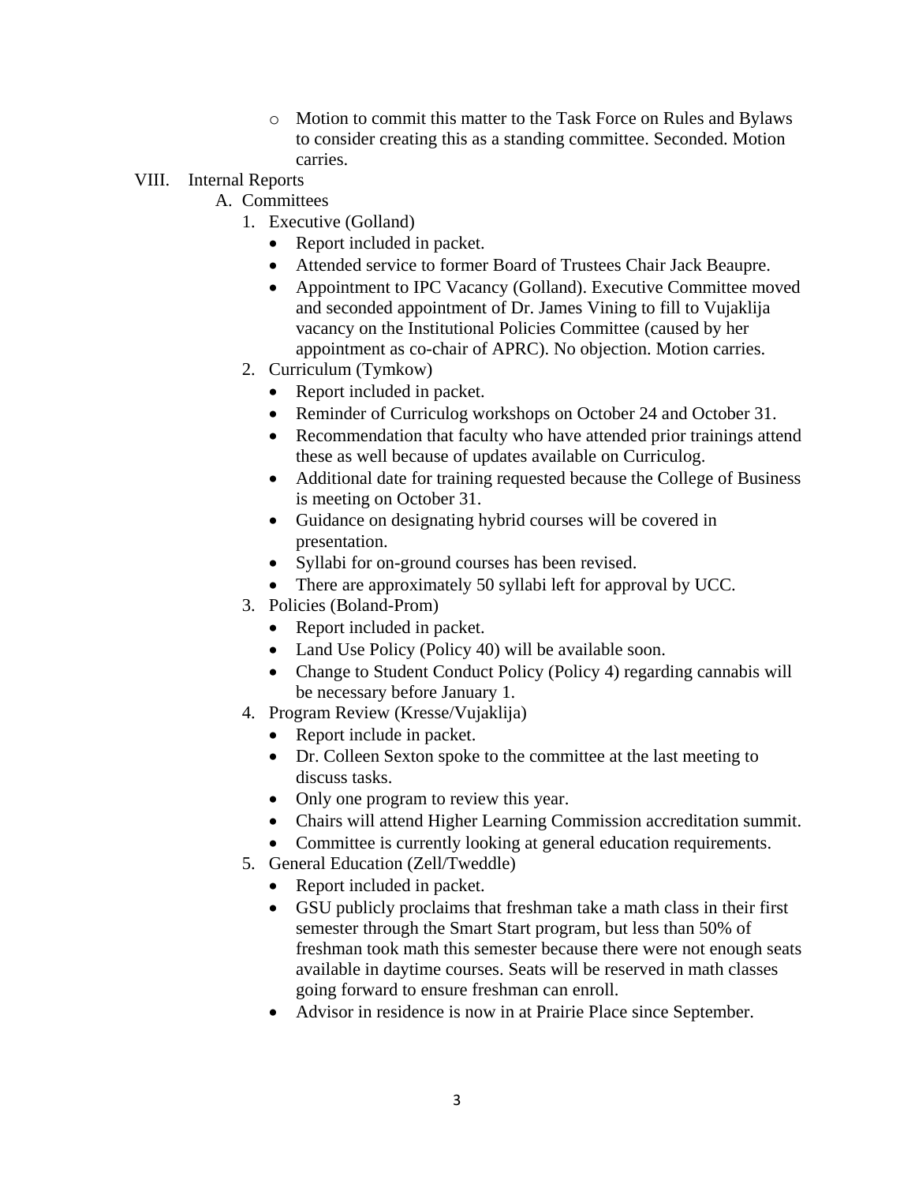- Motion to commit this matter to the Task Force on Rules and Bylaws to consider creating this as a standing committee. Seconded. Motion carries.

VIII. Internal Reports

A. Committees

1. Executive (Golland)
   - Report included in packet.
   - Attended service to former Board of Trustees Chair Jack Beaupre.
   - Appointment to IPC Vacancy (Golland). Executive Committee moved and seconded appointment of Dr. James Vining to fill to Vujaklija vacancy on the Institutional Policies Committee (caused by her appointment as co-chair of APRC). No objection. Motion carries.
2. Curriculum (Tymkow)
   - Report included in packet.
   - Reminder of Curriculog workshops on October 24 and October 31.
   - Recommendation that faculty who have attended prior trainings attend these as well because of updates available on Curriculog.
   - Additional date for training requested because the College of Business is meeting on October 31.
   - Guidance on designating hybrid courses will be covered in presentation.
   - Syllabi for on-ground courses has been revised.
   - There are approximately 50 syllabi left for approval by UCC.
3. Policies (Boland-Prom)
   - Report included in packet.
   - Land Use Policy (Policy 40) will be available soon.
   - Change to Student Conduct Policy (Policy 4) regarding cannabis will be necessary before January 1.
4. Program Review (Kresse/Vujaklija)
   - Report include in packet.
   - Dr. Colleen Sexton spoke to the committee at the last meeting to discuss tasks.
   - Only one program to review this year.
   - Chairs will attend Higher Learning Commission accreditation summit.
   - Committee is currently looking at general education requirements.
5. General Education (Zell/Tweddle)
   - Report included in packet.
   - GSU publicly proclaims that freshman take a math class in their first semester through the Smart Start program, but less than 50% of freshman took math this semester because there were not enough seats available in daytime courses. Seats will be reserved in math classes going forward to ensure freshman can enroll.
   - Advisor in residence is now in at Prairie Place since September.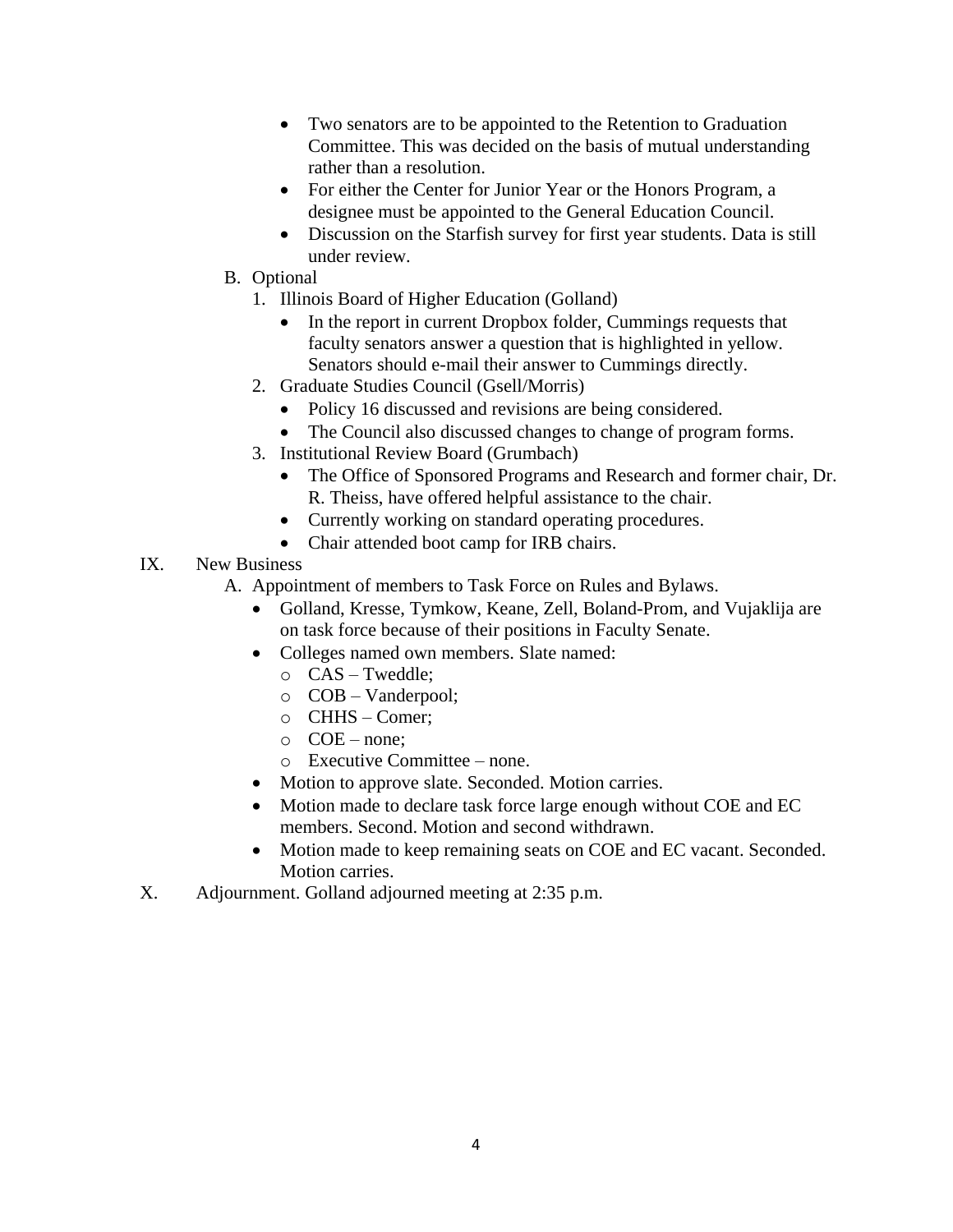- Two senators are to be appointed to the Retention to Graduation Committee. This was decided on the basis of mutual understanding rather than a resolution.
- For either the Center for Junior Year or the Honors Program, a designee must be appointed to the General Education Council.
- Discussion on the Starfish survey for first year students. Data is still under review.

B. Optional

1. Illinois Board of Higher Education (Golland)
   - In the report in current Dropbox folder, Cummings requests that faculty senators answer a question that is highlighted in yellow. Senators should e-mail their answer to Cummings directly.
2. Graduate Studies Council (Gsell/Morris)
   - Policy 16 discussed and revisions are being considered.
   - The Council also discussed changes to change of program forms.
3. Institutional Review Board (Grumbach)
   - The Office of Sponsored Programs and Research and former chair, Dr. R. Theiss, have offered helpful assistance to the chair.
   - Currently working on standard operating procedures.
   - Chair attended boot camp for IRB chairs.

IX. New Business

A. Appointment of members to Task Force on Rules and Bylaws.

- Golland, Kresse, Tymkow, Keane, Zell, Boland-Prom, and Vujaklija are on task force because of their positions in Faculty Senate.
- Colleges named own members. Slate named:
  - CAS – Tweddle;
  - COB – Vanderpool;
  - CHHS – Comer;
  - COE – none;
  - Executive Committee – none.
- Motion to approve slate. Seconded. Motion carries.
- Motion made to declare task force large enough without COE and EC members. Second. Motion and second withdrawn.
- Motion made to keep remaining seats on COE and EC vacant. Seconded. Motion carries.

X. Adjournment. Golland adjourned meeting at 2:35 p.m.